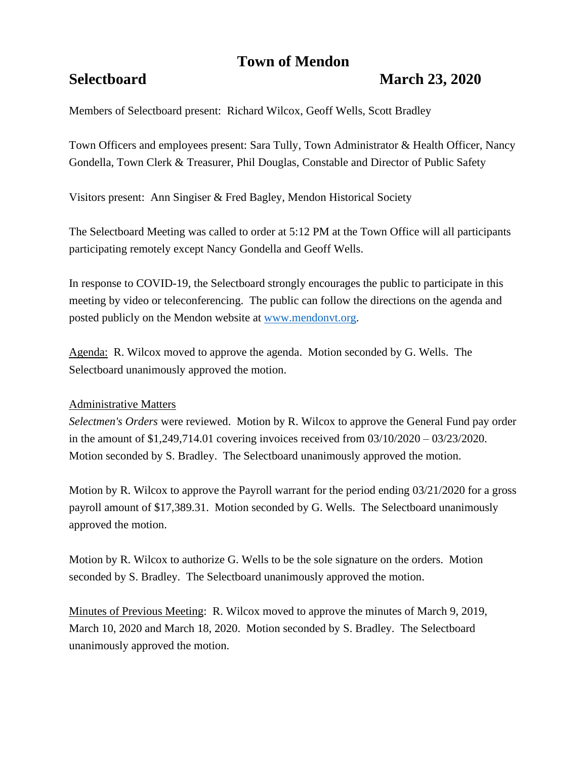# Town of Mendon

## Selectboard March 23, 2020

Members of Selectboard present: Richard Wilcox, Geoff Wells, Scott Bradley

Town Officers and employees present: Sara Tully, Town Administrator & Health Officer, Nancy Gondella, Town Clerk & Treasurer, Phil Douglas, Constable and Director of Public Safety

Visitors present: Ann Singiser & Fred Bagley, Mendon Historical Society

The Selectboard Meeting was called to order at 5:12 PM at the Town Office will all participants participating remotely except Nancy Gondella and Geoff Wells.

In response to COVID-19, the Selectboard strongly encourages the public to participate in this meeting by video or teleconferencing. The public can follow the directions on the agenda and posted publicly on the Mendon website at [www.mendonvt.org](http://www.mendonvt.org).

<u>Agenda:</u> R. Wilcox moved to approve the agenda. Motion seconded by G. Wells. The Selectboard unanimously approved the motion.

<u>Administrative Matters</u>

*Selectmen's Orders* were reviewed. Motion by R. Wilcox to approve the General Fund pay order in the amount of $1,249,714.01 covering invoices received from 03/10/2020 – 03/23/2020. Motion seconded by S. Bradley. The Selectboard unanimously approved the motion.

Motion by R. Wilcox to approve the Payroll warrant for the period ending 03/21/2020 for a gross payroll amount of $17,389.31. Motion seconded by G. Wells. The Selectboard unanimously approved the motion.

Motion by R. Wilcox to authorize G. Wells to be the sole signature on the orders. Motion seconded by S. Bradley. The Selectboard unanimously approved the motion.

<u>Minutes of Previous Meeting</u>: R. Wilcox moved to approve the minutes of March 9, 2019, March 10, 2020 and March 18, 2020. Motion seconded by S. Bradley. The Selectboard unanimously approved the motion.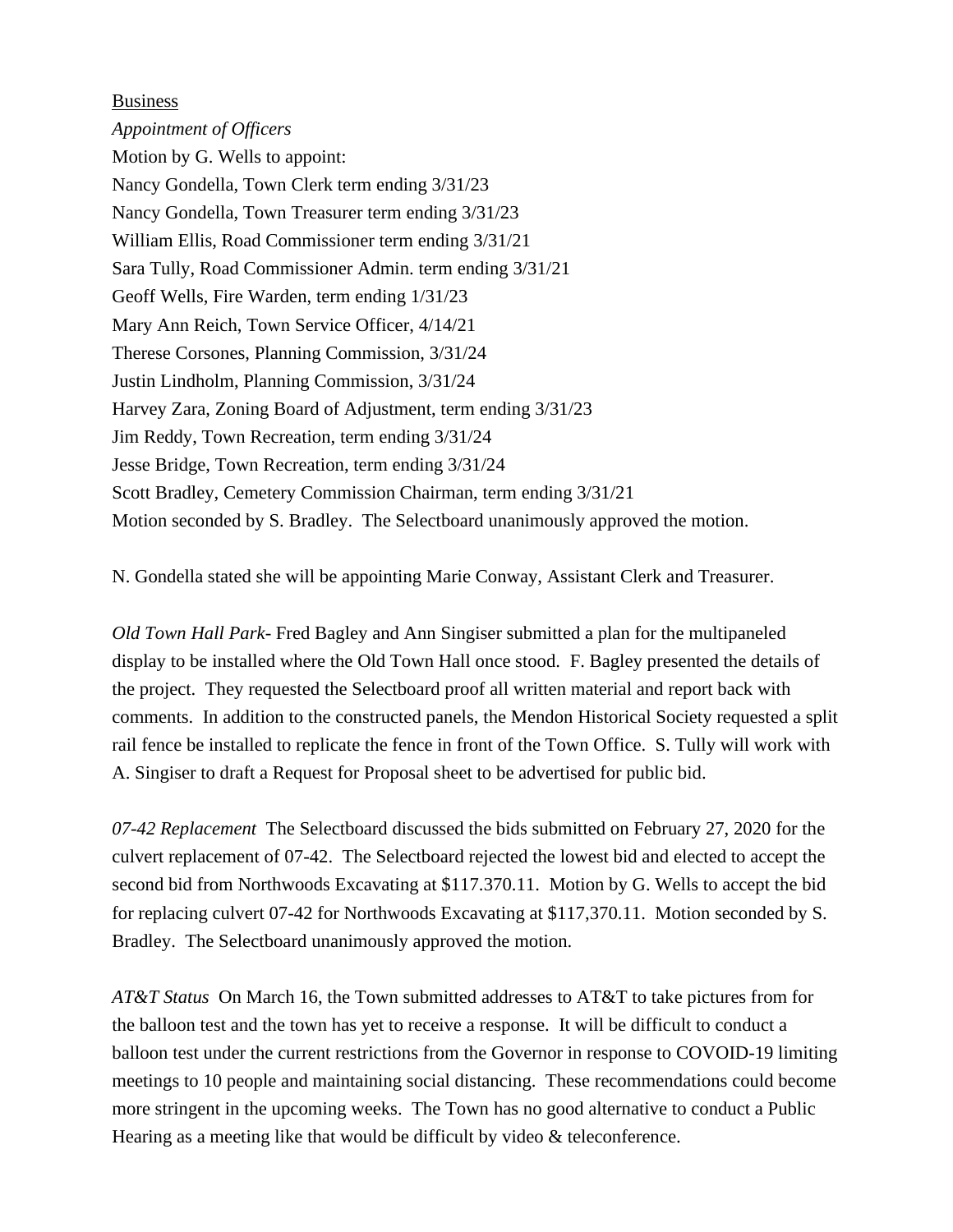<u>Business</u>

*Appointment of Officers*

Motion by G. Wells to appoint:
Nancy Gondella, Town Clerk term ending 3/31/23
Nancy Gondella, Town Treasurer term ending 3/31/23
William Ellis, Road Commissioner term ending 3/31/21
Sara Tully, Road Commissioner Admin. term ending 3/31/21
Geoff Wells, Fire Warden, term ending 1/31/23
Mary Ann Reich, Town Service Officer, 4/14/21
Therese Corsones, Planning Commission, 3/31/24
Justin Lindholm, Planning Commission, 3/31/24
Harvey Zara, Zoning Board of Adjustment, term ending 3/31/23
Jim Reddy, Town Recreation, term ending 3/31/24
Jesse Bridge, Town Recreation, term ending 3/31/24
Scott Bradley, Cemetery Commission Chairman, term ending 3/31/21
Motion seconded by S. Bradley. The Selectboard unanimously approved the motion.

N. Gondella stated she will be appointing Marie Conway, Assistant Clerk and Treasurer.

*Old Town Hall Park*- Fred Bagley and Ann Singiser submitted a plan for the multipaneled display to be installed where the Old Town Hall once stood. F. Bagley presented the details of the project. They requested the Selectboard proof all written material and report back with comments. In addition to the constructed panels, the Mendon Historical Society requested a split rail fence be installed to replicate the fence in front of the Town Office. S. Tully will work with A. Singiser to draft a Request for Proposal sheet to be advertised for public bid.

*07-42 Replacement* The Selectboard discussed the bids submitted on February 27, 2020 for the culvert replacement of 07-42. The Selectboard rejected the lowest bid and elected to accept the second bid from Northwoods Excavating at $117.370.11. Motion by G. Wells to accept the bid for replacing culvert 07-42 for Northwoods Excavating at $117,370.11. Motion seconded by S. Bradley. The Selectboard unanimously approved the motion.

*AT&T Status* On March 16, the Town submitted addresses to AT&T to take pictures from for the balloon test and the town has yet to receive a response. It will be difficult to conduct a balloon test under the current restrictions from the Governor in response to COVOID-19 limiting meetings to 10 people and maintaining social distancing. These recommendations could become more stringent in the upcoming weeks. The Town has no good alternative to conduct a Public Hearing as a meeting like that would be difficult by video & teleconference.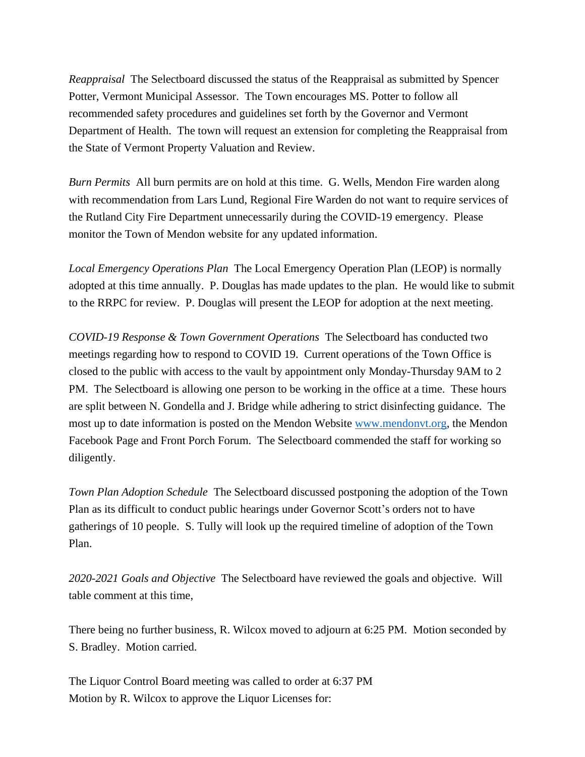*Reappraisal* The Selectboard discussed the status of the Reappraisal as submitted by Spencer Potter, Vermont Municipal Assessor. The Town encourages MS. Potter to follow all recommended safety procedures and guidelines set forth by the Governor and Vermont Department of Health. The town will request an extension for completing the Reappraisal from the State of Vermont Property Valuation and Review.

*Burn Permits* All burn permits are on hold at this time. G. Wells, Mendon Fire warden along with recommendation from Lars Lund, Regional Fire Warden do not want to require services of the Rutland City Fire Department unnecessarily during the COVID-19 emergency. Please monitor the Town of Mendon website for any updated information.

*Local Emergency Operations Plan* The Local Emergency Operation Plan (LEOP) is normally adopted at this time annually. P. Douglas has made updates to the plan. He would like to submit to the RRPC for review. P. Douglas will present the LEOP for adoption at the next meeting.

*COVID-19 Response & Town Government Operations* The Selectboard has conducted two meetings regarding how to respond to COVID 19. Current operations of the Town Office is closed to the public with access to the vault by appointment only Monday-Thursday 9AM to 2 PM. The Selectboard is allowing one person to be working in the office at a time. These hours are split between N. Gondella and J. Bridge while adhering to strict disinfecting guidance. The most up to date information is posted on the Mendon Website [www.mendonvt.org](http://www.mendonvt.org), the Mendon Facebook Page and Front Porch Forum. The Selectboard commended the staff for working so diligently.

*Town Plan Adoption Schedule* The Selectboard discussed postponing the adoption of the Town Plan as its difficult to conduct public hearings under Governor Scott's orders not to have gatherings of 10 people. S. Tully will look up the required timeline of adoption of the Town Plan.

*2020-2021 Goals and Objective* The Selectboard have reviewed the goals and objective. Will table comment at this time,

There being no further business, R. Wilcox moved to adjourn at 6:25 PM. Motion seconded by S. Bradley. Motion carried.

The Liquor Control Board meeting was called to order at 6:37 PM
Motion by R. Wilcox to approve the Liquor Licenses for: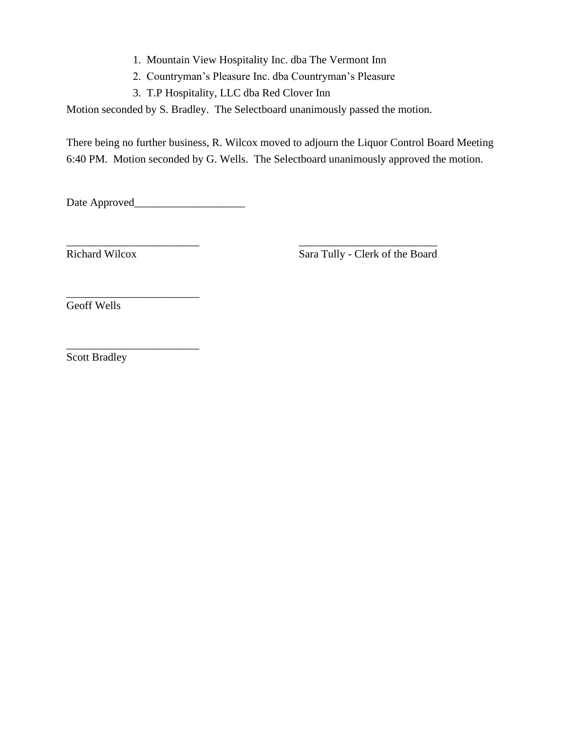1. Mountain View Hospitality Inc. dba The Vermont Inn
2. Countryman's Pleasure Inc. dba Countryman's Pleasure
3. T.P Hospitality, LLC dba Red Clover Inn

Motion seconded by S. Bradley. The Selectboard unanimously passed the motion.

There being no further business, R. Wilcox moved to adjourn the Liquor Control Board Meeting 6:40 PM. Motion seconded by G. Wells. The Selectboard unanimously approved the motion.

Date Approved____________________

________________________
Richard Wilcox

________________________
Sara Tully - Clerk of the Board

________________________
Geoff Wells

________________________
Scott Bradley